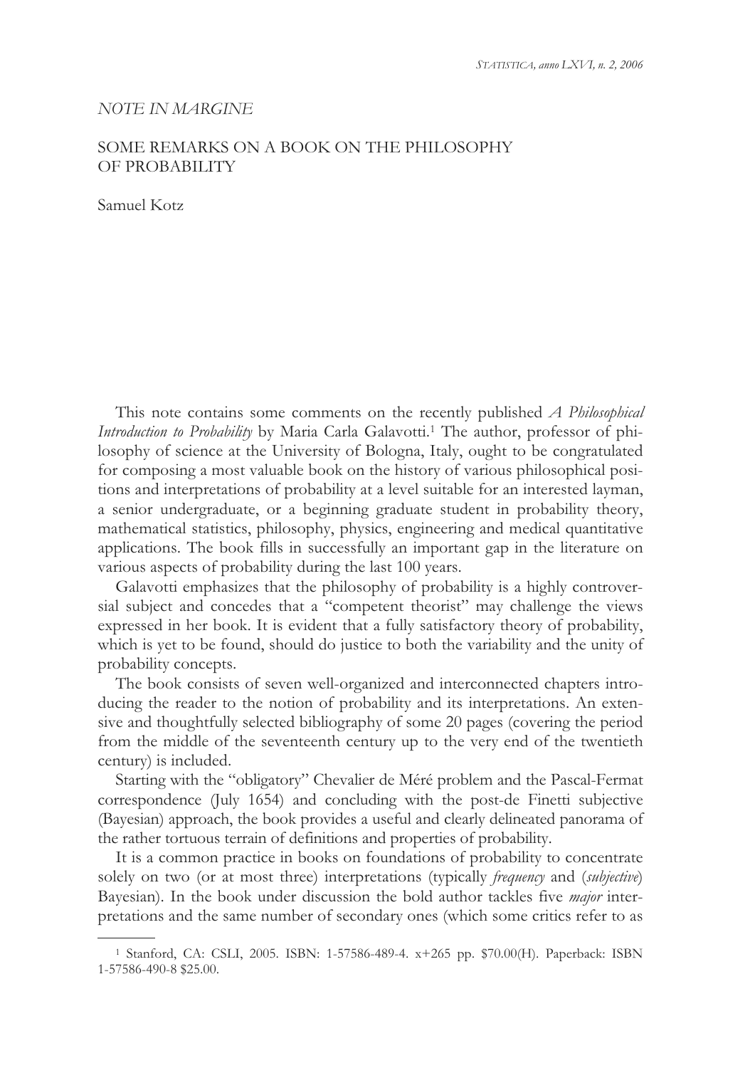*NOTE IN MARGINE*

# SOME REMARKS ON A BOOK ON THE PHILOSOPHY OF PROBABILITY

Samuel Kotz

This note contains some comments on the recently published *A Philosophical Introduction to Probability* by Maria Carla Galavotti.[1] The author, professor of philosophy of science at the University of Bologna, Italy, ought to be congratulated for composing a most valuable book on the history of various philosophical positions and interpretations of probability at a level suitable for an interested layman, a senior undergraduate, or a beginning graduate student in probability theory, mathematical statistics, philosophy, physics, engineering and medical quantitative applications. The book fills in successfully an important gap in the literature on various aspects of probability during the last 100 years.

Galavotti emphasizes that the philosophy of probability is a highly controversial subject and concedes that a "competent theorist" may challenge the views expressed in her book. It is evident that a fully satisfactory theory of probability, which is yet to be found, should do justice to both the variability and the unity of probability concepts.

The book consists of seven well-organized and interconnected chapters introducing the reader to the notion of probability and its interpretations. An extensive and thoughtfully selected bibliography of some 20 pages (covering the period from the middle of the seventeenth century up to the very end of the twentieth century) is included.

Starting with the "obligatory" Chevalier de Méré problem and the Pascal-Fermat correspondence (July 1654) and concluding with the post-de Finetti subjective (Bayesian) approach, the book provides a useful and clearly delineated panorama of the rather tortuous terrain of definitions and properties of probability.

It is a common practice in books on foundations of probability to concentrate solely on two (or at most three) interpretations (typically *frequency* and (*subjective*) Bayesian). In the book under discussion the bold author tackles five *major* interpretations and the same number of secondary ones (which some critics refer to as

---

[1] Stanford, CA: CSLI, 2005. ISBN: 1-57586-489-4. x+265 pp. $70.00(H). Paperback: ISBN 1-57586-490-8 $25.00.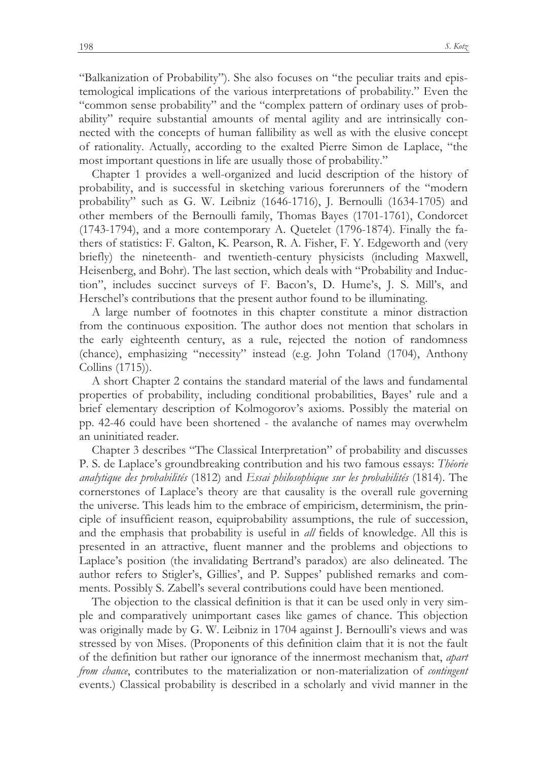"Balkanization of Probability"). She also focuses on "the peculiar traits and epistemological implications of the various interpretations of probability." Even the "common sense probability" and the "complex pattern of ordinary uses of probability" require substantial amounts of mental agility and are intrinsically connected with the concepts of human fallibility as well as with the elusive concept of rationality. Actually, according to the exalted Pierre Simon de Laplace, "the most important questions in life are usually those of probability."

Chapter 1 provides a well-organized and lucid description of the history of probability, and is successful in sketching various forerunners of the "modern probability" such as G. W. Leibniz (1646-1716), J. Bernoulli (1634-1705) and other members of the Bernoulli family, Thomas Bayes (1701-1761), Condorcet (1743-1794), and a more contemporary A. Quetelet (1796-1874). Finally the fathers of statistics: F. Galton, K. Pearson, R. A. Fisher, F. Y. Edgeworth and (very briefly) the nineteenth- and twentieth-century physicists (including Maxwell, Heisenberg, and Bohr). The last section, which deals with "Probability and Induction", includes succinct surveys of F. Bacon's, D. Hume's, J. S. Mill's, and Herschel's contributions that the present author found to be illuminating.

A large number of footnotes in this chapter constitute a minor distraction from the continuous exposition. The author does not mention that scholars in the early eighteenth century, as a rule, rejected the notion of randomness (chance), emphasizing "necessity" instead (e.g. John Toland (1704), Anthony Collins (1715)).

A short Chapter 2 contains the standard material of the laws and fundamental properties of probability, including conditional probabilities, Bayes' rule and a brief elementary description of Kolmogorov's axioms. Possibly the material on pp. 42-46 could have been shortened - the avalanche of names may overwhelm an uninitiated reader.

Chapter 3 describes "The Classical Interpretation" of probability and discusses P. S. de Laplace's groundbreaking contribution and his two famous essays: *Théorie analytique des probabilités* (1812) and *Essai philosophique sur les probabilités* (1814). The cornerstones of Laplace's theory are that causality is the overall rule governing the universe. This leads him to the embrace of empiricism, determinism, the principle of insufficient reason, equiprobability assumptions, the rule of succession, and the emphasis that probability is useful in *all* fields of knowledge. All this is presented in an attractive, fluent manner and the problems and objections to Laplace's position (the invalidating Bertrand's paradox) are also delineated. The author refers to Stigler's, Gillies', and P. Suppes' published remarks and comments. Possibly S. Zabell's several contributions could have been mentioned.

The objection to the classical definition is that it can be used only in very simple and comparatively unimportant cases like games of chance. This objection was originally made by G. W. Leibniz in 1704 against J. Bernoulli's views and was stressed by von Mises. (Proponents of this definition claim that it is not the fault of the definition but rather our ignorance of the innermost mechanism that, *apart from chance*, contributes to the materialization or non-materialization of *contingent* events.) Classical probability is described in a scholarly and vivid manner in the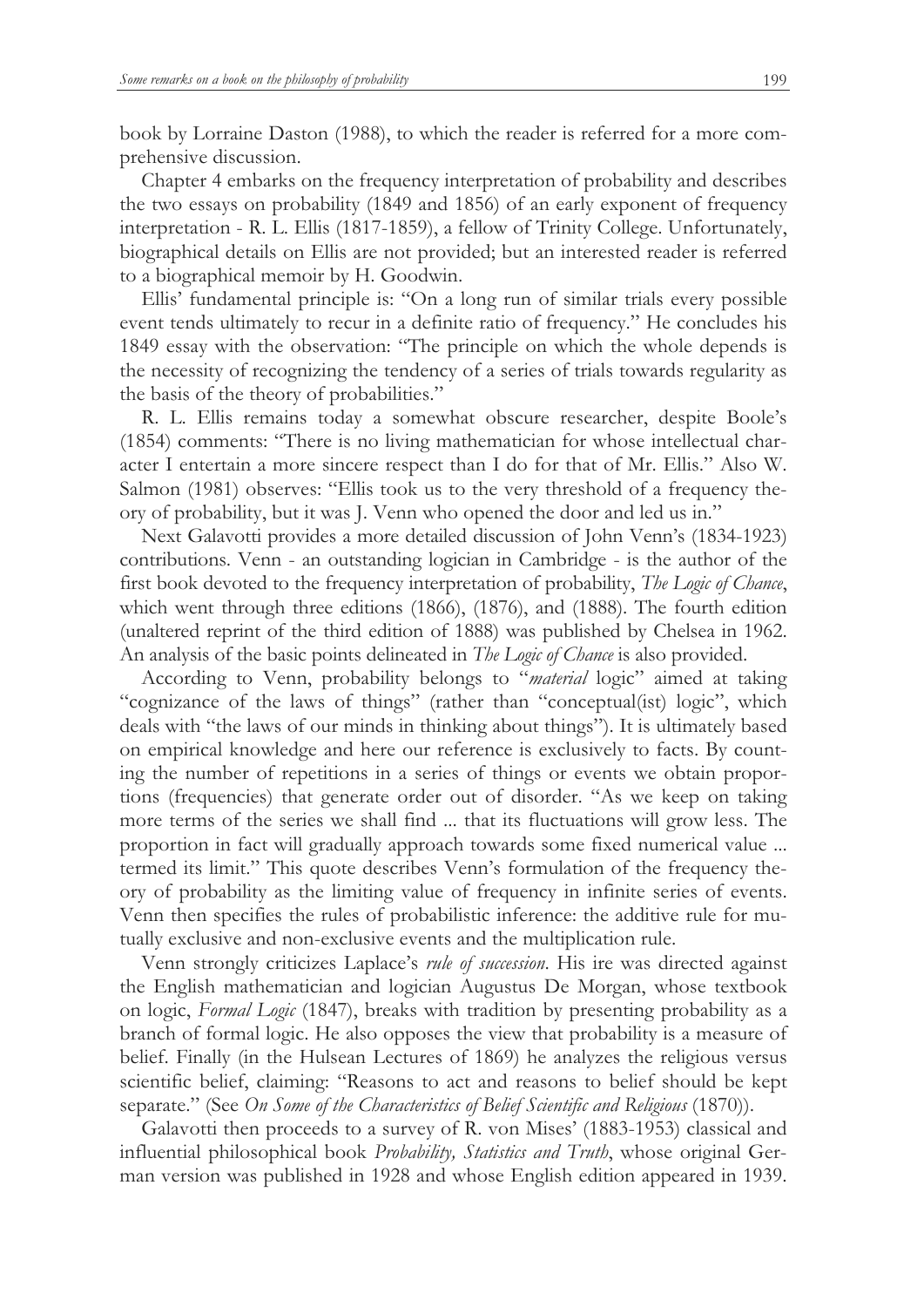book by Lorraine Daston (1988), to which the reader is referred for a more comprehensive discussion.

Chapter 4 embarks on the frequency interpretation of probability and describes the two essays on probability (1849 and 1856) of an early exponent of frequency interpretation - R. L. Ellis (1817-1859), a fellow of Trinity College. Unfortunately, biographical details on Ellis are not provided; but an interested reader is referred to a biographical memoir by H. Goodwin.

Ellis' fundamental principle is: "On a long run of similar trials every possible event tends ultimately to recur in a definite ratio of frequency." He concludes his 1849 essay with the observation: "The principle on which the whole depends is the necessity of recognizing the tendency of a series of trials towards regularity as the basis of the theory of probabilities."

R. L. Ellis remains today a somewhat obscure researcher, despite Boole's (1854) comments: "There is no living mathematician for whose intellectual character I entertain a more sincere respect than I do for that of Mr. Ellis." Also W. Salmon (1981) observes: "Ellis took us to the very threshold of a frequency theory of probability, but it was J. Venn who opened the door and led us in."

Next Galavotti provides a more detailed discussion of John Venn's (1834-1923) contributions. Venn - an outstanding logician in Cambridge - is the author of the first book devoted to the frequency interpretation of probability, *The Logic of Chance*, which went through three editions (1866), (1876), and (1888). The fourth edition (unaltered reprint of the third edition of 1888) was published by Chelsea in 1962. An analysis of the basic points delineated in *The Logic of Chance* is also provided.

According to Venn, probability belongs to "*material* logic" aimed at taking "cognizance of the laws of things" (rather than "conceptual(ist) logic", which deals with "the laws of our minds in thinking about things"). It is ultimately based on empirical knowledge and here our reference is exclusively to facts. By counting the number of repetitions in a series of things or events we obtain proportions (frequencies) that generate order out of disorder. "As we keep on taking more terms of the series we shall find ... that its fluctuations will grow less. The proportion in fact will gradually approach towards some fixed numerical value ... termed its limit." This quote describes Venn's formulation of the frequency theory of probability as the limiting value of frequency in infinite series of events. Venn then specifies the rules of probabilistic inference: the additive rule for mutually exclusive and non-exclusive events and the multiplication rule.

Venn strongly criticizes Laplace's *rule of succession*. His ire was directed against the English mathematician and logician Augustus De Morgan, whose textbook on logic, *Formal Logic* (1847), breaks with tradition by presenting probability as a branch of formal logic. He also opposes the view that probability is a measure of belief. Finally (in the Hulsean Lectures of 1869) he analyzes the religious versus scientific belief, claiming: "Reasons to act and reasons to belief should be kept separate." (See *On Some of the Characteristics of Belief Scientific and Religious* (1870)).

Galavotti then proceeds to a survey of R. von Mises' (1883-1953) classical and influential philosophical book *Probability, Statistics and Truth*, whose original German version was published in 1928 and whose English edition appeared in 1939.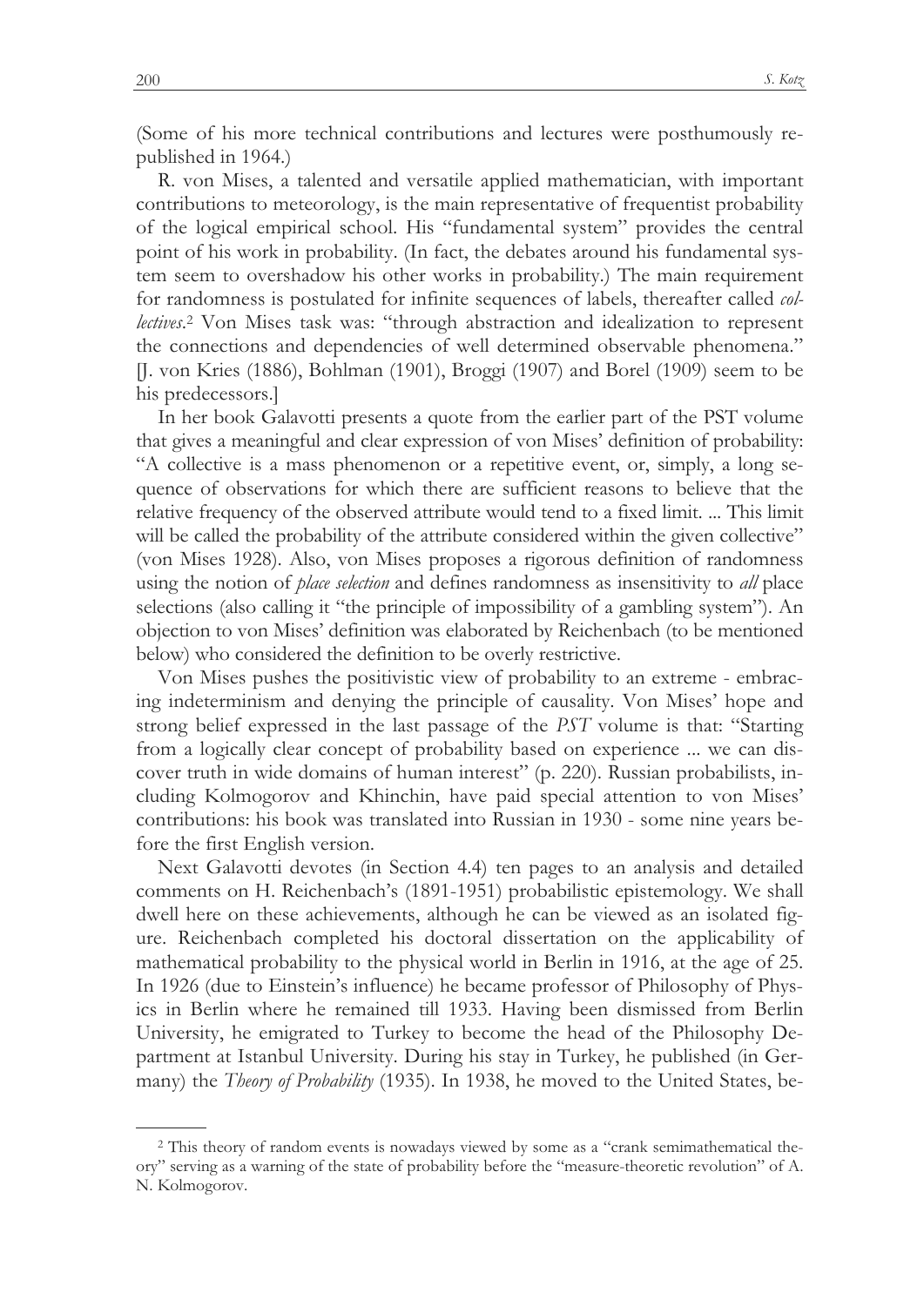(Some of his more technical contributions and lectures were posthumously republished in 1964.)

R. von Mises, a talented and versatile applied mathematician, with important contributions to meteorology, is the main representative of frequentist probability of the logical empirical school. His "fundamental system" provides the central point of his work in probability. (In fact, the debates around his fundamental system seem to overshadow his other works in probability.) The main requirement for randomness is postulated for infinite sequences of labels, thereafter called *collectives*.[2] Von Mises task was: "through abstraction and idealization to represent the connections and dependencies of well determined observable phenomena." [J. von Kries (1886), Bohlman (1901), Broggi (1907) and Borel (1909) seem to be his predecessors.]

In her book Galavotti presents a quote from the earlier part of the PST volume that gives a meaningful and clear expression of von Mises' definition of probability: "A collective is a mass phenomenon or a repetitive event, or, simply, a long sequence of observations for which there are sufficient reasons to believe that the relative frequency of the observed attribute would tend to a fixed limit. ... This limit will be called the probability of the attribute considered within the given collective" (von Mises 1928). Also, von Mises proposes a rigorous definition of randomness using the notion of *place selection* and defines randomness as insensitivity to *all* place selections (also calling it "the principle of impossibility of a gambling system"). An objection to von Mises' definition was elaborated by Reichenbach (to be mentioned below) who considered the definition to be overly restrictive.

Von Mises pushes the positivistic view of probability to an extreme - embracing indeterminism and denying the principle of causality. Von Mises' hope and strong belief expressed in the last passage of the *PST* volume is that: "Starting from a logically clear concept of probability based on experience ... we can discover truth in wide domains of human interest" (p. 220). Russian probabilists, including Kolmogorov and Khinchin, have paid special attention to von Mises' contributions: his book was translated into Russian in 1930 - some nine years before the first English version.

Next Galavotti devotes (in Section 4.4) ten pages to an analysis and detailed comments on H. Reichenbach's (1891-1951) probabilistic epistemology. We shall dwell here on these achievements, although he can be viewed as an isolated figure. Reichenbach completed his doctoral dissertation on the applicability of mathematical probability to the physical world in Berlin in 1916, at the age of 25. In 1926 (due to Einstein's influence) he became professor of Philosophy of Physics in Berlin where he remained till 1933. Having been dismissed from Berlin University, he emigrated to Turkey to become the head of the Philosophy Department at Istanbul University. During his stay in Turkey, he published (in Germany) the *Theory of Probability* (1935). In 1938, he moved to the United States, be-

---

[2] This theory of random events is nowadays viewed by some as a "crank semimathematical theory" serving as a warning of the state of probability before the "measure-theoretic revolution" of A. N. Kolmogorov.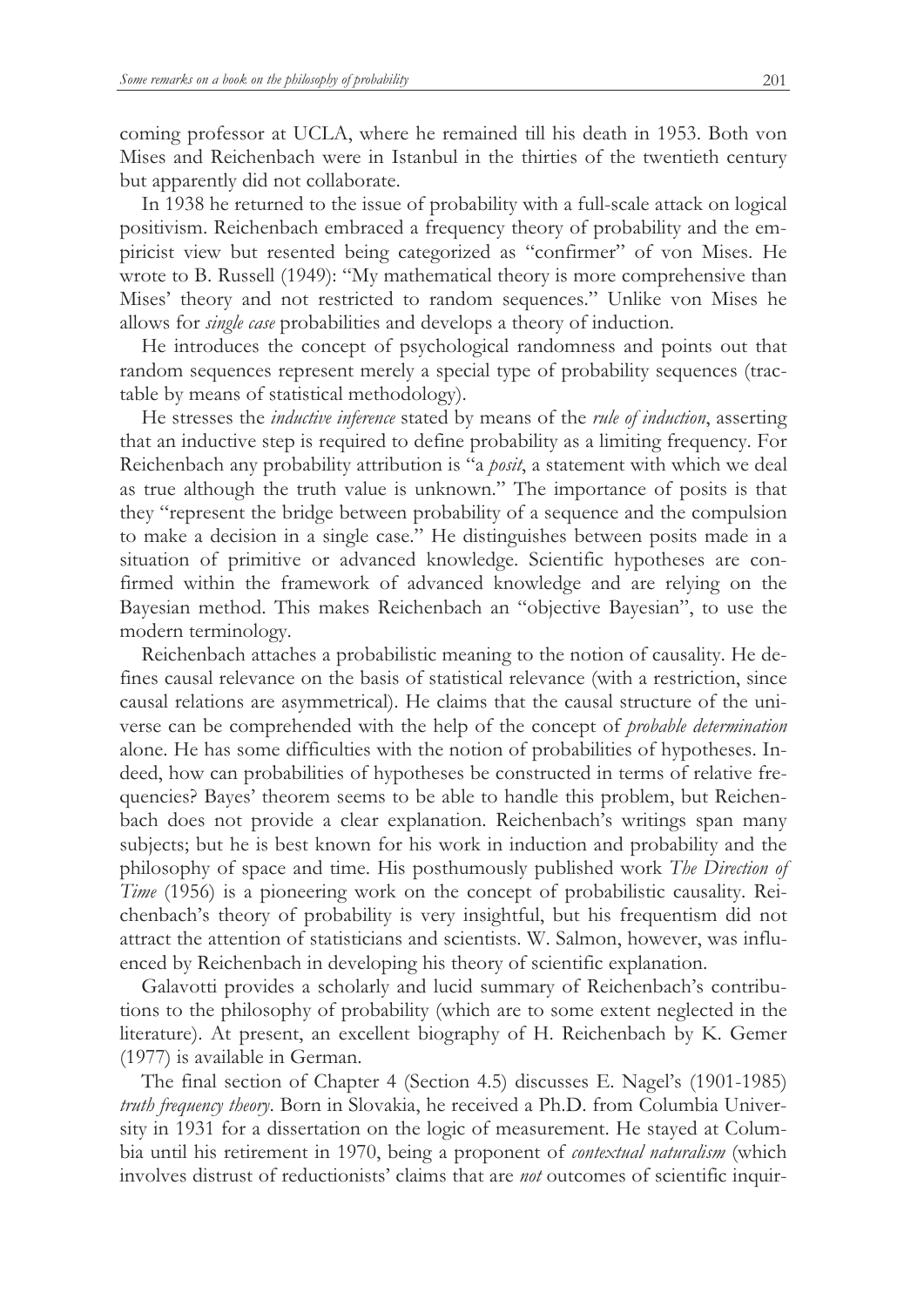coming professor at UCLA, where he remained till his death in 1953. Both von Mises and Reichenbach were in Istanbul in the thirties of the twentieth century but apparently did not collaborate.

In 1938 he returned to the issue of probability with a full-scale attack on logical positivism. Reichenbach embraced a frequency theory of probability and the empiricist view but resented being categorized as "confirmer" of von Mises. He wrote to B. Russell (1949): "My mathematical theory is more comprehensive than Mises' theory and not restricted to random sequences." Unlike von Mises he allows for *single case* probabilities and develops a theory of induction.

He introduces the concept of psychological randomness and points out that random sequences represent merely a special type of probability sequences (tractable by means of statistical methodology).

He stresses the *inductive inference* stated by means of the *rule of induction*, asserting that an inductive step is required to define probability as a limiting frequency. For Reichenbach any probability attribution is "a *posit*, a statement with which we deal as true although the truth value is unknown." The importance of posits is that they "represent the bridge between probability of a sequence and the compulsion to make a decision in a single case." He distinguishes between posits made in a situation of primitive or advanced knowledge. Scientific hypotheses are confirmed within the framework of advanced knowledge and are relying on the Bayesian method. This makes Reichenbach an "objective Bayesian", to use the modern terminology.

Reichenbach attaches a probabilistic meaning to the notion of causality. He defines causal relevance on the basis of statistical relevance (with a restriction, since causal relations are asymmetrical). He claims that the causal structure of the universe can be comprehended with the help of the concept of *probable determination* alone. He has some difficulties with the notion of probabilities of hypotheses. Indeed, how can probabilities of hypotheses be constructed in terms of relative frequencies? Bayes' theorem seems to be able to handle this problem, but Reichenbach does not provide a clear explanation. Reichenbach's writings span many subjects; but he is best known for his work in induction and probability and the philosophy of space and time. His posthumously published work *The Direction of Time* (1956) is a pioneering work on the concept of probabilistic causality. Reichenbach's theory of probability is very insightful, but his frequentism did not attract the attention of statisticians and scientists. W. Salmon, however, was influenced by Reichenbach in developing his theory of scientific explanation.

Galavotti provides a scholarly and lucid summary of Reichenbach's contributions to the philosophy of probability (which are to some extent neglected in the literature). At present, an excellent biography of H. Reichenbach by K. Gemer (1977) is available in German.

The final section of Chapter 4 (Section 4.5) discusses E. Nagel's (1901-1985) *truth frequency theory*. Born in Slovakia, he received a Ph.D. from Columbia University in 1931 for a dissertation on the logic of measurement. He stayed at Columbia until his retirement in 1970, being a proponent of *contextual naturalism* (which involves distrust of reductionists' claims that are *not* outcomes of scientific inquir-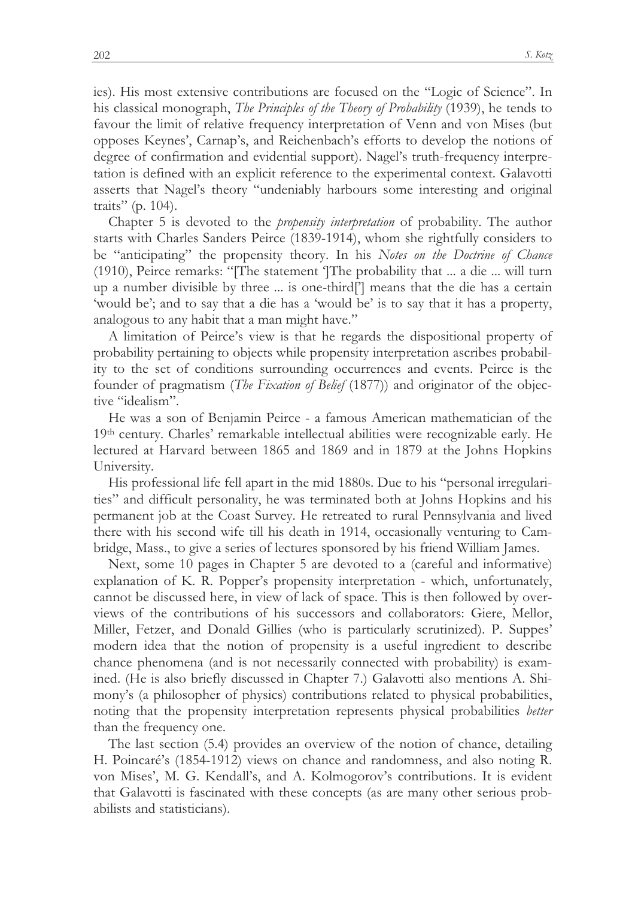ies). His most extensive contributions are focused on the "Logic of Science". In his classical monograph, *The Principles of the Theory of Probability* (1939), he tends to favour the limit of relative frequency interpretation of Venn and von Mises (but opposes Keynes', Carnap's, and Reichenbach's efforts to develop the notions of degree of confirmation and evidential support). Nagel's truth-frequency interpretation is defined with an explicit reference to the experimental context. Galavotti asserts that Nagel's theory "undeniably harbours some interesting and original traits" (p. 104).

Chapter 5 is devoted to the *propensity interpretation* of probability. The author starts with Charles Sanders Peirce (1839-1914), whom she rightfully considers to be "anticipating" the propensity theory. In his *Notes on the Doctrine of Chance* (1910), Peirce remarks: "[The statement ']The probability that ... a die ... will turn up a number divisible by three ... is one-third[']  means that the die has a certain 'would be'; and to say that a die has a 'would be' is to say that it has a property, analogous to any habit that a man might have."

A limitation of Peirce's view is that he regards the dispositional property of probability pertaining to objects while propensity interpretation ascribes probability to the set of conditions surrounding occurrences and events. Peirce is the founder of pragmatism (*The Fixation of Belief* (1877)) and originator of the objective "idealism".

He was a son of Benjamin Peirce - a famous American mathematician of the 19th century. Charles' remarkable intellectual abilities were recognizable early. He lectured at Harvard between 1865 and 1869 and in 1879 at the Johns Hopkins University.

His professional life fell apart in the mid 1880s. Due to his "personal irregularities" and difficult personality, he was terminated both at Johns Hopkins and his permanent job at the Coast Survey. He retreated to rural Pennsylvania and lived there with his second wife till his death in 1914, occasionally venturing to Cambridge, Mass., to give a series of lectures sponsored by his friend William James.

Next, some 10 pages in Chapter 5 are devoted to a (careful and informative) explanation of K. R. Popper's propensity interpretation - which, unfortunately, cannot be discussed here, in view of lack of space. This is then followed by overviews of the contributions of his successors and collaborators: Giere, Mellor, Miller, Fetzer, and Donald Gillies (who is particularly scrutinized). P. Suppes' modern idea that the notion of propensity is a useful ingredient to describe chance phenomena (and is not necessarily connected with probability) is examined. (He is also briefly discussed in Chapter 7.) Galavotti also mentions A. Shimony's (a philosopher of physics) contributions related to physical probabilities, noting that the propensity interpretation represents physical probabilities *better* than the frequency one.

The last section (5.4) provides an overview of the notion of chance, detailing H. Poincaré's (1854-1912) views on chance and randomness, and also noting R. von Mises', M. G. Kendall's, and A. Kolmogorov's contributions. It is evident that Galavotti is fascinated with these concepts (as are many other serious probabilists and statisticians).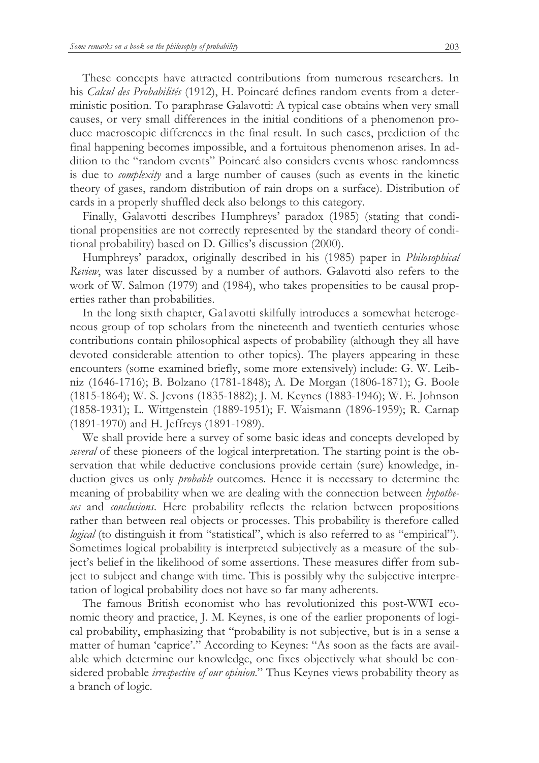These concepts have attracted contributions from numerous researchers. In his *Calcul des Probabilités* (1912), H. Poincaré defines random events from a deterministic position. To paraphrase Galavotti: A typical case obtains when very small causes, or very small differences in the initial conditions of a phenomenon produce macroscopic differences in the final result. In such cases, prediction of the final happening becomes impossible, and a fortuitous phenomenon arises. In addition to the "random events" Poincaré also considers events whose randomness is due to *complexity* and a large number of causes (such as events in the kinetic theory of gases, random distribution of rain drops on a surface). Distribution of cards in a properly shuffled deck also belongs to this category.

Finally, Galavotti describes Humphreys' paradox (1985) (stating that conditional propensities are not correctly represented by the standard theory of conditional probability) based on D. Gillies's discussion (2000).

Humphreys' paradox, originally described in his (1985) paper in *Philosophical Review*, was later discussed by a number of authors. Galavotti also refers to the work of W. Salmon (1979) and (1984), who takes propensities to be causal properties rather than probabilities.

In the long sixth chapter, Ga1avotti skilfully introduces a somewhat heterogeneous group of top scholars from the nineteenth and twentieth centuries whose contributions contain philosophical aspects of probability (although they all have devoted considerable attention to other topics). The players appearing in these encounters (some examined briefly, some more extensively) include: G. W. Leibniz (1646-1716); B. Bolzano (1781-1848); A. De Morgan (1806-1871); G. Boole (1815-1864); W. S. Jevons (1835-1882); J. M. Keynes (1883-1946); W. E. Johnson (1858-1931); L. Wittgenstein (1889-1951); F. Waismann (1896-1959); R. Carnap (1891-1970) and H. Jeffreys (1891-1989).

We shall provide here a survey of some basic ideas and concepts developed by *several* of these pioneers of the logical interpretation. The starting point is the observation that while deductive conclusions provide certain (sure) knowledge, induction gives us only *probable* outcomes. Hence it is necessary to determine the meaning of probability when we are dealing with the connection between *hypotheses* and *conclusions*. Here probability reflects the relation between propositions rather than between real objects or processes. This probability is therefore called *logical* (to distinguish it from "statistical", which is also referred to as "empirical"). Sometimes logical probability is interpreted subjectively as a measure of the subject's belief in the likelihood of some assertions. These measures differ from subject to subject and change with time. This is possibly why the subjective interpretation of logical probability does not have so far many adherents.

The famous British economist who has revolutionized this post-WWI economic theory and practice, J. M. Keynes, is one of the earlier proponents of logical probability, emphasizing that "probability is not subjective, but is in a sense a matter of human 'caprice'." According to Keynes: "As soon as the facts are available which determine our knowledge, one fixes objectively what should be considered probable *irrespective of our opinion*." Thus Keynes views probability theory as a branch of logic.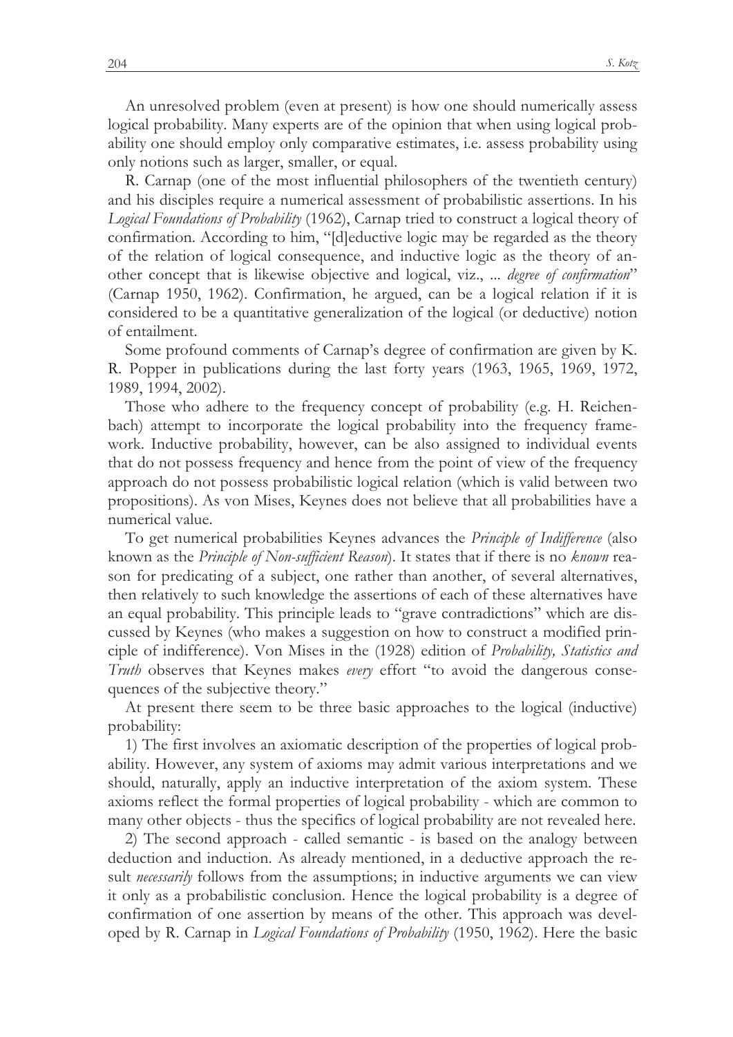An unresolved problem (even at present) is how one should numerically assess logical probability. Many experts are of the opinion that when using logical probability one should employ only comparative estimates, i.e. assess probability using only notions such as larger, smaller, or equal.

R. Carnap (one of the most influential philosophers of the twentieth century) and his disciples require a numerical assessment of probabilistic assertions. In his *Logical Foundations of Probability* (1962), Carnap tried to construct a logical theory of confirmation. According to him, "[d]eductive logic may be regarded as the theory of the relation of logical consequence, and inductive logic as the theory of another concept that is likewise objective and logical, viz., ... *degree of confirmation*" (Carnap 1950, 1962). Confirmation, he argued, can be a logical relation if it is considered to be a quantitative generalization of the logical (or deductive) notion of entailment.

Some profound comments of Carnap's degree of confirmation are given by K. R. Popper in publications during the last forty years (1963, 1965, 1969, 1972, 1989, 1994, 2002).

Those who adhere to the frequency concept of probability (e.g. H. Reichenbach) attempt to incorporate the logical probability into the frequency framework. Inductive probability, however, can be also assigned to individual events that do not possess frequency and hence from the point of view of the frequency approach do not possess probabilistic logical relation (which is valid between two propositions). As von Mises, Keynes does not believe that all probabilities have a numerical value.

To get numerical probabilities Keynes advances the *Principle of Indifference* (also known as the *Principle of Non-sufficient Reason*). It states that if there is no *known* reason for predicating of a subject, one rather than another, of several alternatives, then relatively to such knowledge the assertions of each of these alternatives have an equal probability. This principle leads to "grave contradictions" which are discussed by Keynes (who makes a suggestion on how to construct a modified principle of indifference). Von Mises in the (1928) edition of *Probability, Statistics and Truth* observes that Keynes makes *every* effort "to avoid the dangerous consequences of the subjective theory."

At present there seem to be three basic approaches to the logical (inductive) probability:

1) The first involves an axiomatic description of the properties of logical probability. However, any system of axioms may admit various interpretations and we should, naturally, apply an inductive interpretation of the axiom system. These axioms reflect the formal properties of logical probability - which are common to many other objects - thus the specifics of logical probability are not revealed here.

2) The second approach - called semantic - is based on the analogy between deduction and induction. As already mentioned, in a deductive approach the result *necessarily* follows from the assumptions; in inductive arguments we can view it only as a probabilistic conclusion. Hence the logical probability is a degree of confirmation of one assertion by means of the other. This approach was developed by R. Carnap in *Logical Foundations of Probability* (1950, 1962). Here the basic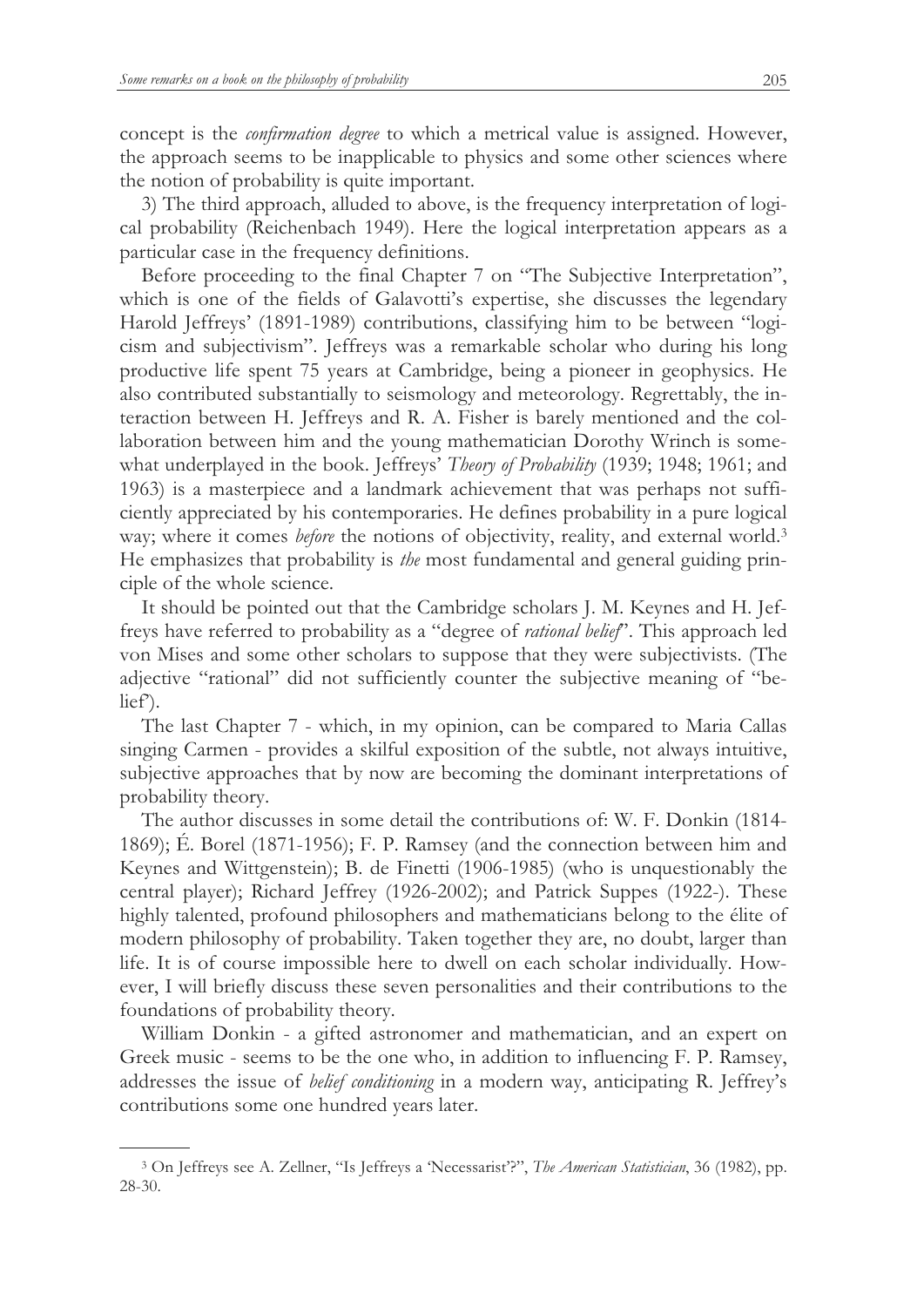concept is the *confirmation degree* to which a metrical value is assigned. However, the approach seems to be inapplicable to physics and some other sciences where the notion of probability is quite important.

3) The third approach, alluded to above, is the frequency interpretation of logical probability (Reichenbach 1949). Here the logical interpretation appears as a particular case in the frequency definitions.

Before proceeding to the final Chapter 7 on "The Subjective Interpretation", which is one of the fields of Galavotti's expertise, she discusses the legendary Harold Jeffreys' (1891-1989) contributions, classifying him to be between "logicism and subjectivism". Jeffreys was a remarkable scholar who during his long productive life spent 75 years at Cambridge, being a pioneer in geophysics. He also contributed substantially to seismology and meteorology. Regrettably, the interaction between H. Jeffreys and R. A. Fisher is barely mentioned and the collaboration between him and the young mathematician Dorothy Wrinch is somewhat underplayed in the book. Jeffreys' *Theory of Probability* (1939; 1948; 1961; and 1963) is a masterpiece and a landmark achievement that was perhaps not sufficiently appreciated by his contemporaries. He defines probability in a pure logical way; where it comes *before* the notions of objectivity, reality, and external world.[3] He emphasizes that probability is *the* most fundamental and general guiding principle of the whole science.

It should be pointed out that the Cambridge scholars J. M. Keynes and H. Jeffreys have referred to probability as a "degree of *rational belief*". This approach led von Mises and some other scholars to suppose that they were subjectivists. (The adjective "rational" did not sufficiently counter the subjective meaning of "belief").

The last Chapter 7 - which, in my opinion, can be compared to Maria Callas singing Carmen - provides a skilful exposition of the subtle, not always intuitive, subjective approaches that by now are becoming the dominant interpretations of probability theory.

The author discusses in some detail the contributions of: W. F. Donkin (1814-1869); É. Borel (1871-1956); F. P. Ramsey (and the connection between him and Keynes and Wittgenstein); B. de Finetti (1906-1985) (who is unquestionably the central player); Richard Jeffrey (1926-2002); and Patrick Suppes (1922-). These highly talented, profound philosophers and mathematicians belong to the élite of modern philosophy of probability. Taken together they are, no doubt, larger than life. It is of course impossible here to dwell on each scholar individually. However, I will briefly discuss these seven personalities and their contributions to the foundations of probability theory.

William Donkin - a gifted astronomer and mathematician, and an expert on Greek music - seems to be the one who, in addition to influencing F. P. Ramsey, addresses the issue of *belief conditioning* in a modern way, anticipating R. Jeffrey's contributions some one hundred years later.

---

[3] On Jeffreys see A. Zellner, "Is Jeffreys a 'Necessarist'?", *The American Statistician*, 36 (1982), pp. 28-30.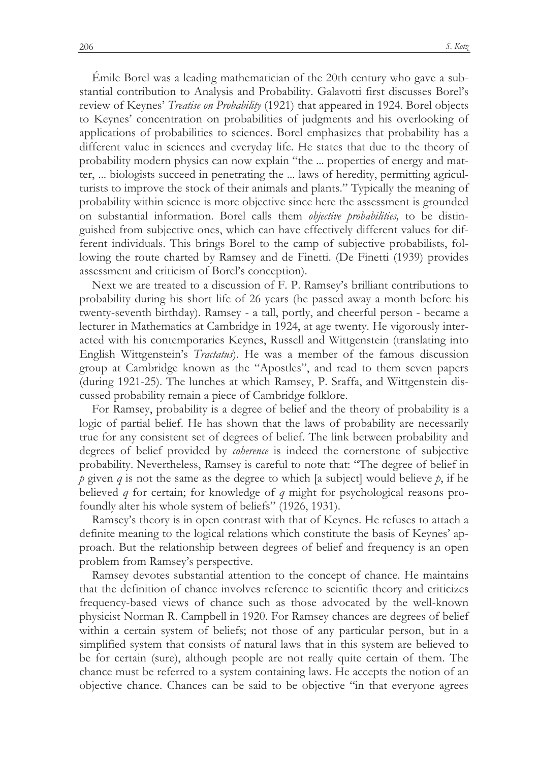Émile Borel was a leading mathematician of the 20th century who gave a substantial contribution to Analysis and Probability. Galavotti first discusses Borel's review of Keynes' *Treatise on Probability* (1921) that appeared in 1924. Borel objects to Keynes' concentration on probabilities of judgments and his overlooking of applications of probabilities to sciences. Borel emphasizes that probability has a different value in sciences and everyday life. He states that due to the theory of probability modern physics can now explain "the ... properties of energy and matter, ... biologists succeed in penetrating the ... laws of heredity, permitting agriculturists to improve the stock of their animals and plants." Typically the meaning of probability within science is more objective since here the assessment is grounded on substantial information. Borel calls them *objective probabilities,* to be distinguished from subjective ones, which can have effectively different values for different individuals. This brings Borel to the camp of subjective probabilists, following the route charted by Ramsey and de Finetti. (De Finetti (1939) provides assessment and criticism of Borel's conception).

Next we are treated to a discussion of F. P. Ramsey's brilliant contributions to probability during his short life of 26 years (he passed away a month before his twenty-seventh birthday). Ramsey - a tall, portly, and cheerful person - became a lecturer in Mathematics at Cambridge in 1924, at age twenty. He vigorously interacted with his contemporaries Keynes, Russell and Wittgenstein (translating into English Wittgenstein's *Tractatus*). He was a member of the famous discussion group at Cambridge known as the "Apostles", and read to them seven papers (during 1921-25). The lunches at which Ramsey, P. Sraffa, and Wittgenstein discussed probability remain a piece of Cambridge folklore.

For Ramsey, probability is a degree of belief and the theory of probability is a logic of partial belief. He has shown that the laws of probability are necessarily true for any consistent set of degrees of belief. The link between probability and degrees of belief provided by *coherence* is indeed the cornerstone of subjective probability. Nevertheless, Ramsey is careful to note that: "The degree of belief in $p$ given $q$ is not the same as the degree to which [a subject] would believe $p$, if he believed $q$ for certain; for knowledge of $q$ might for psychological reasons profoundly alter his whole system of beliefs" (1926, 1931).

Ramsey's theory is in open contrast with that of Keynes. He refuses to attach a definite meaning to the logical relations which constitute the basis of Keynes' approach. But the relationship between degrees of belief and frequency is an open problem from Ramsey's perspective.

Ramsey devotes substantial attention to the concept of chance. He maintains that the definition of chance involves reference to scientific theory and criticizes frequency-based views of chance such as those advocated by the well-known physicist Norman R. Campbell in 1920. For Ramsey chances are degrees of belief within a certain system of beliefs; not those of any particular person, but in a simplified system that consists of natural laws that in this system are believed to be for certain (sure), although people are not really quite certain of them. The chance must be referred to a system containing laws. He accepts the notion of an objective chance. Chances can be said to be objective "in that everyone agrees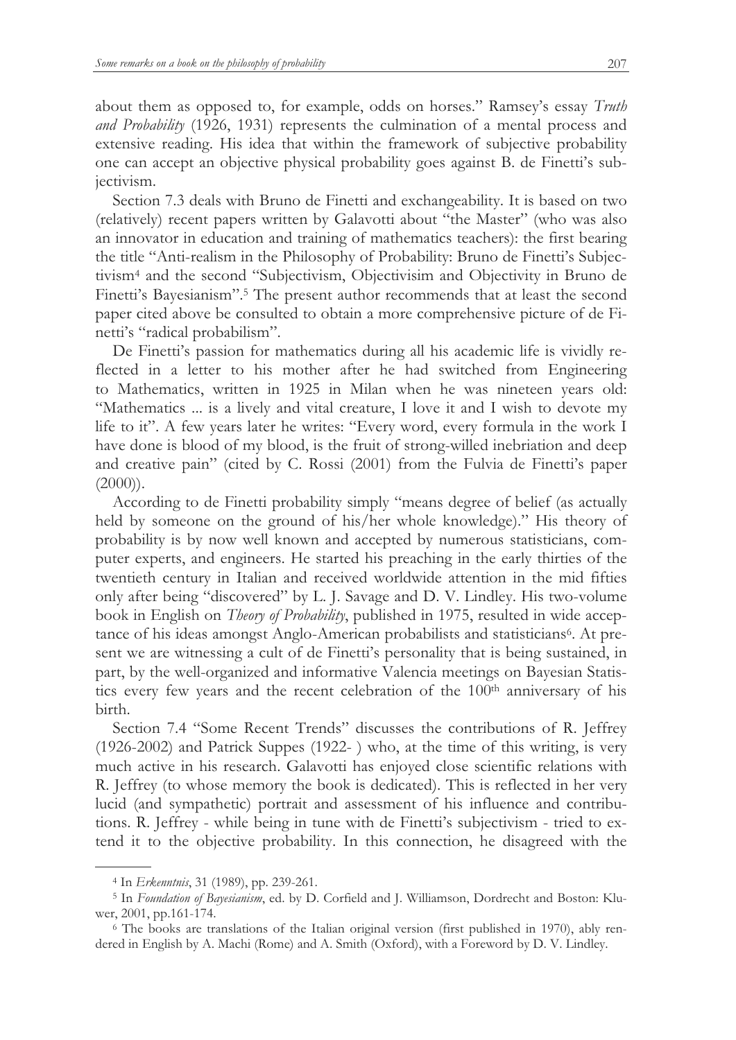about them as opposed to, for example, odds on horses." Ramsey's essay *Truth and Probability* (1926, 1931) represents the culmination of a mental process and extensive reading. His idea that within the framework of subjective probability one can accept an objective physical probability goes against B. de Finetti's subjectivism.

Section 7.3 deals with Bruno de Finetti and exchangeability. It is based on two (relatively) recent papers written by Galavotti about "the Master" (who was also an innovator in education and training of mathematics teachers): the first bearing the title "Anti-realism in the Philosophy of Probability: Bruno de Finetti's Subjectivism[4] and the second "Subjectivism, Objectivisim and Objectivity in Bruno de Finetti's Bayesianism".[5] The present author recommends that at least the second paper cited above be consulted to obtain a more comprehensive picture of de Finetti's "radical probabilism".

De Finetti's passion for mathematics during all his academic life is vividly reflected in a letter to his mother after he had switched from Engineering to Mathematics, written in 1925 in Milan when he was nineteen years old: "Mathematics ... is a lively and vital creature, I love it and I wish to devote my life to it". A few years later he writes: "Every word, every formula in the work I have done is blood of my blood, is the fruit of strong-willed inebriation and deep and creative pain" (cited by C. Rossi (2001) from the Fulvia de Finetti's paper (2000)).

According to de Finetti probability simply "means degree of belief (as actually held by someone on the ground of his/her whole knowledge)." His theory of probability is by now well known and accepted by numerous statisticians, computer experts, and engineers. He started his preaching in the early thirties of the twentieth century in Italian and received worldwide attention in the mid fifties only after being "discovered" by L. J. Savage and D. V. Lindley. His two-volume book in English on *Theory of Probability*, published in 1975, resulted in wide acceptance of his ideas amongst Anglo-American probabilists and statisticians[6]. At present we are witnessing a cult of de Finetti's personality that is being sustained, in part, by the well-organized and informative Valencia meetings on Bayesian Statistics every few years and the recent celebration of the 100th anniversary of his birth.

Section 7.4 "Some Recent Trends" discusses the contributions of R. Jeffrey (1926-2002) and Patrick Suppes (1922- ) who, at the time of this writing, is very much active in his research. Galavotti has enjoyed close scientific relations with R. Jeffrey (to whose memory the book is dedicated). This is reflected in her very lucid (and sympathetic) portrait and assessment of his influence and contributions. R. Jeffrey - while being in tune with de Finetti's subjectivism - tried to extend it to the objective probability. In this connection, he disagreed with the

---

[4] In *Erkenntnis*, 31 (1989), pp. 239-261.

[5] In *Foundation of Bayesianism*, ed. by D. Corfield and J. Williamson, Dordrecht and Boston: Kluwer, 2001, pp.161-174.

[6] The books are translations of the Italian original version (first published in 1970), ably rendered in English by A. Machi (Rome) and A. Smith (Oxford), with a Foreword by D. V. Lindley.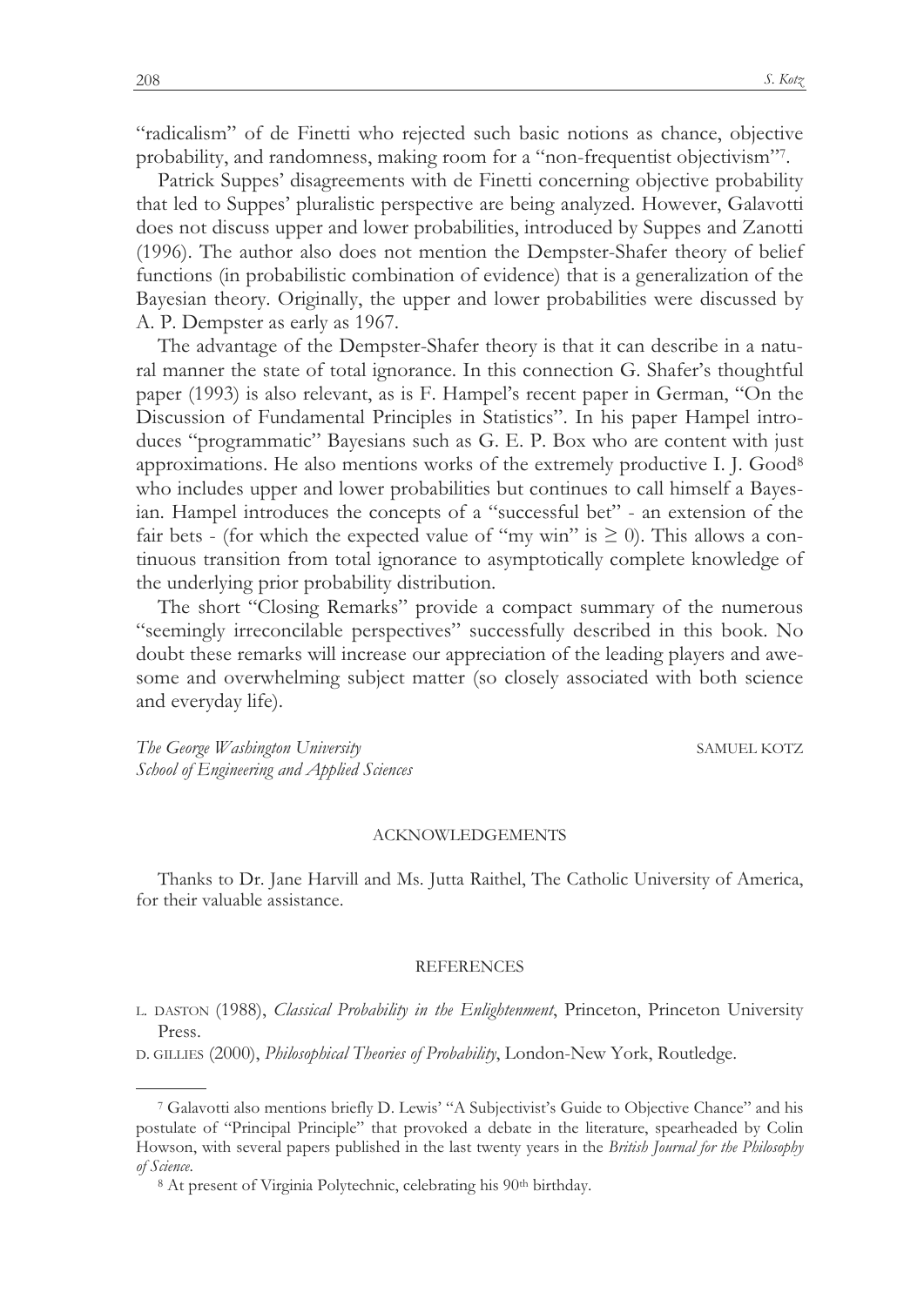"radicalism" of de Finetti who rejected such basic notions as chance, objective probability, and randomness, making room for a "non-frequentist objectivism"[7].

Patrick Suppes' disagreements with de Finetti concerning objective probability that led to Suppes' pluralistic perspective are being analyzed. However, Galavotti does not discuss upper and lower probabilities, introduced by Suppes and Zanotti (1996). The author also does not mention the Dempster-Shafer theory of belief functions (in probabilistic combination of evidence) that is a generalization of the Bayesian theory. Originally, the upper and lower probabilities were discussed by A. P. Dempster as early as 1967.

The advantage of the Dempster-Shafer theory is that it can describe in a natural manner the state of total ignorance. In this connection G. Shafer's thoughtful paper (1993) is also relevant, as is F. Hampel's recent paper in German, "On the Discussion of Fundamental Principles in Statistics". In his paper Hampel introduces "programmatic" Bayesians such as G. E. P. Box who are content with just approximations. He also mentions works of the extremely productive I. J. Good[8] who includes upper and lower probabilities but continues to call himself a Bayesian. Hampel introduces the concepts of a "successful bet" - an extension of the fair bets - (for which the expected value of "my win" is $\geq 0$). This allows a continuous transition from total ignorance to asymptotically complete knowledge of the underlying prior probability distribution.

The short "Closing Remarks" provide a compact summary of the numerous "seemingly irreconcilable perspectives" successfully described in this book. No doubt these remarks will increase our appreciation of the leading players and awesome and overwhelming subject matter (so closely associated with both science and everyday life).

*The George Washington University*
*School of Engineering and Applied Sciences*

SAMUEL KOTZ

## ACKNOWLEDGEMENTS

Thanks to Dr. Jane Harvill and Ms. Jutta Raithel, The Catholic University of America, for their valuable assistance.

## REFERENCES

L. DASTON (1988), *Classical Probability in the Enlightenment*, Princeton, Princeton University Press.

D. GILLIES (2000), *Philosophical Theories of Probability*, London-New York, Routledge.

---

[7] Galavotti also mentions briefly D. Lewis' "A Subjectivist's Guide to Objective Chance" and his postulate of "Principal Principle" that provoked a debate in the literature, spearheaded by Colin Howson, with several papers published in the last twenty years in the *British Journal for the Philosophy of Science*.

[8] At present of Virginia Polytechnic, celebrating his 90th birthday.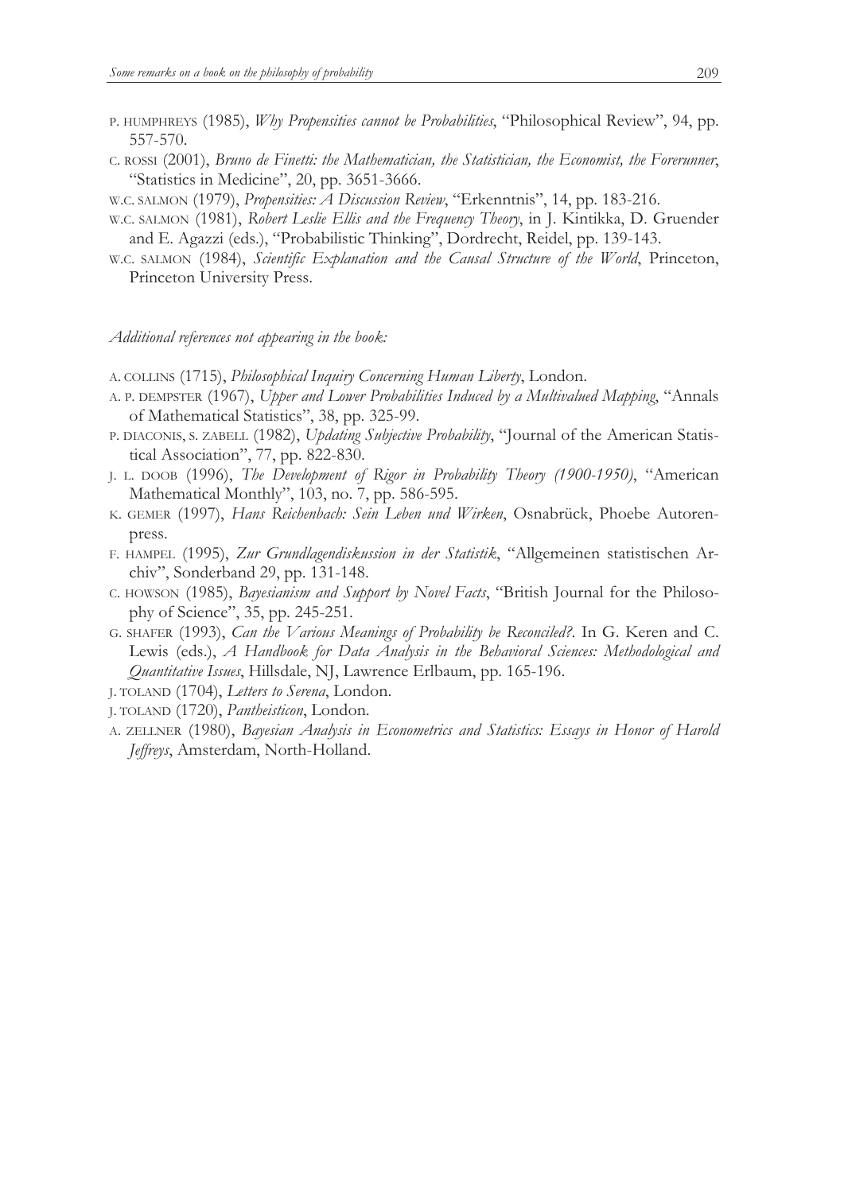P. HUMPHREYS (1985), *Why Propensities cannot be Probabilities*, "Philosophical Review", 94, pp. 557-570.

C. ROSSI (2001), *Bruno de Finetti: the Mathematician, the Statistician, the Economist, the Forerunner*, "Statistics in Medicine", 20, pp. 3651-3666.

W.C. SALMON (1979), *Propensities: A Discussion Review*, "Erkenntnis", 14, pp. 183-216.

W.C. SALMON (1981), *Robert Leslie Ellis and the Frequency Theory*, in J. Kintikka, D. Gruender and E. Agazzi (eds.), "Probabilistic Thinking", Dordrecht, Reidel, pp. 139-143.

W.C. SALMON (1984), *Scientific Explanation and the Causal Structure of the World*, Princeton, Princeton University Press.

*Additional references not appearing in the book:*

A. COLLINS (1715), *Philosophical Inquiry Concerning Human Liberty*, London.

A. P. DEMPSTER (1967), *Upper and Lower Probabilities Induced by a Multivalued Mapping*, "Annals of Mathematical Statistics", 38, pp. 325-99.

P. DIACONIS, S. ZABELL (1982), *Updating Subjective Probability*, "Journal of the American Statistical Association", 77, pp. 822-830.

J. L. DOOB (1996), *The Development of Rigor in Probability Theory (1900-1950)*, "American Mathematical Monthly", 103, no. 7, pp. 586-595.

K. GEMER (1997), *Hans Reichenbach: Sein Leben und Wirken*, Osnabrück, Phoebe Autorenpress.

F. HAMPEL (1995), *Zur Grundlagendiskussion in der Statistik*, "Allgemeinen statistischen Archiv", Sonderband 29, pp. 131-148.

C. HOWSON (1985), *Bayesianism and Support by Novel Facts*, "British Journal for the Philosophy of Science", 35, pp. 245-251.

G. SHAFER (1993), *Can the Various Meanings of Probability be Reconciled?*. In G. Keren and C. Lewis (eds.), *A Handbook for Data Analysis in the Behavioral Sciences: Methodological and Quantitative Issues*, Hillsdale, NJ, Lawrence Erlbaum, pp. 165-196.

J. TOLAND (1704), *Letters to Serena*, London.

J. TOLAND (1720), *Pantheisticon*, London.

A. ZELLNER (1980), *Bayesian Analysis in Econometrics and Statistics: Essays in Honor of Harold Jeffreys*, Amsterdam, North-Holland.